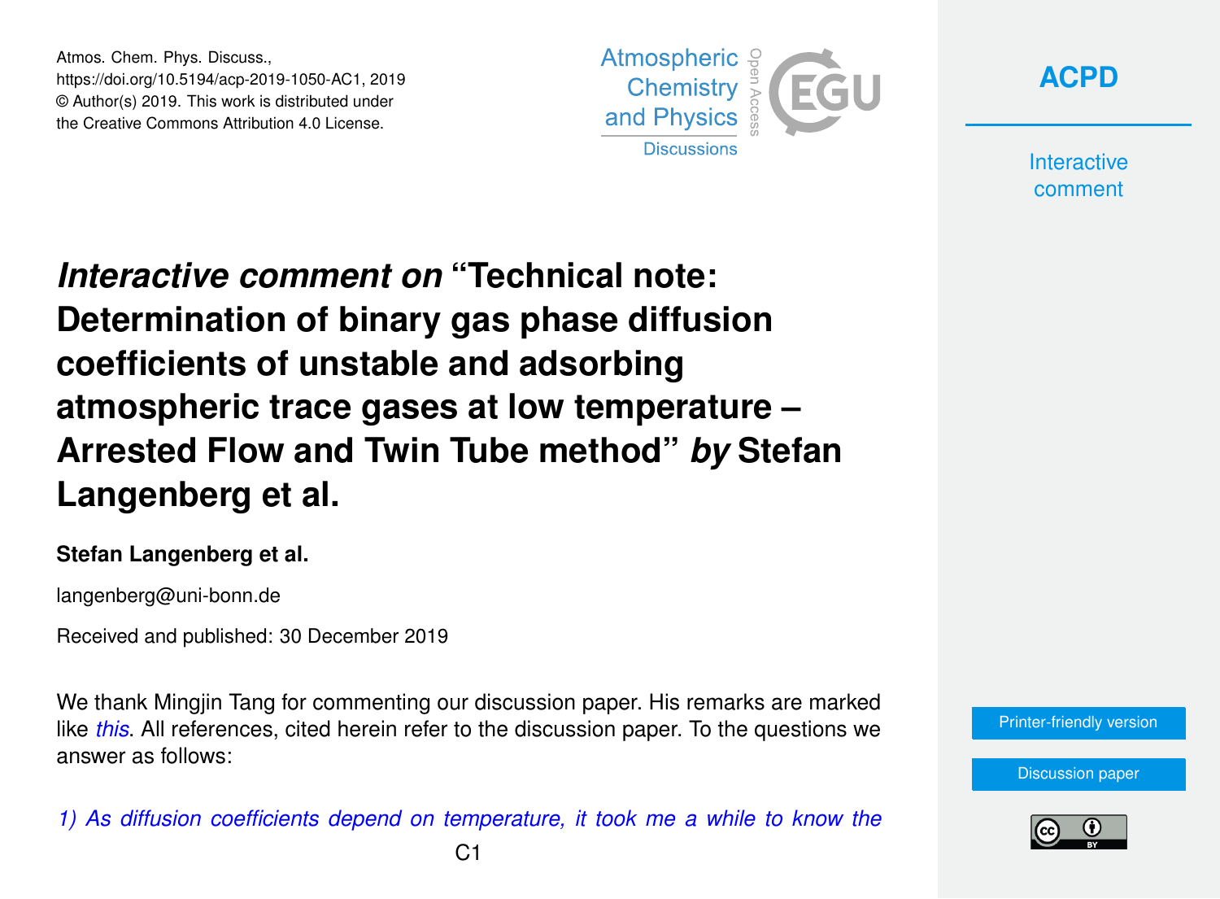Atmos. Chem. Phys. Discuss.,
https://doi.org/10.5194/acp-2019-1050-AC1, 2019
© Author(s) 2019. This work is distributed under
the Creative Commons Attribution 4.0 License.

# *Interactive comment on* "Technical note: Determination of binary gas phase diffusion coefficients of unstable and adsorbing atmospheric trace gases at low temperature – Arrested Flow and Twin Tube method" *by* Stefan Langenberg et al.

**Stefan Langenberg et al.**

langenberg@uni-bonn.de

Received and published: 30 December 2019

We thank Mingjin Tang for commenting our discussion paper. His remarks are marked like *this*. All references, cited herein refer to the discussion paper. To the questions we answer as follows:

*1) As diffusion coefficients depend on temperature, it took me a while to know the*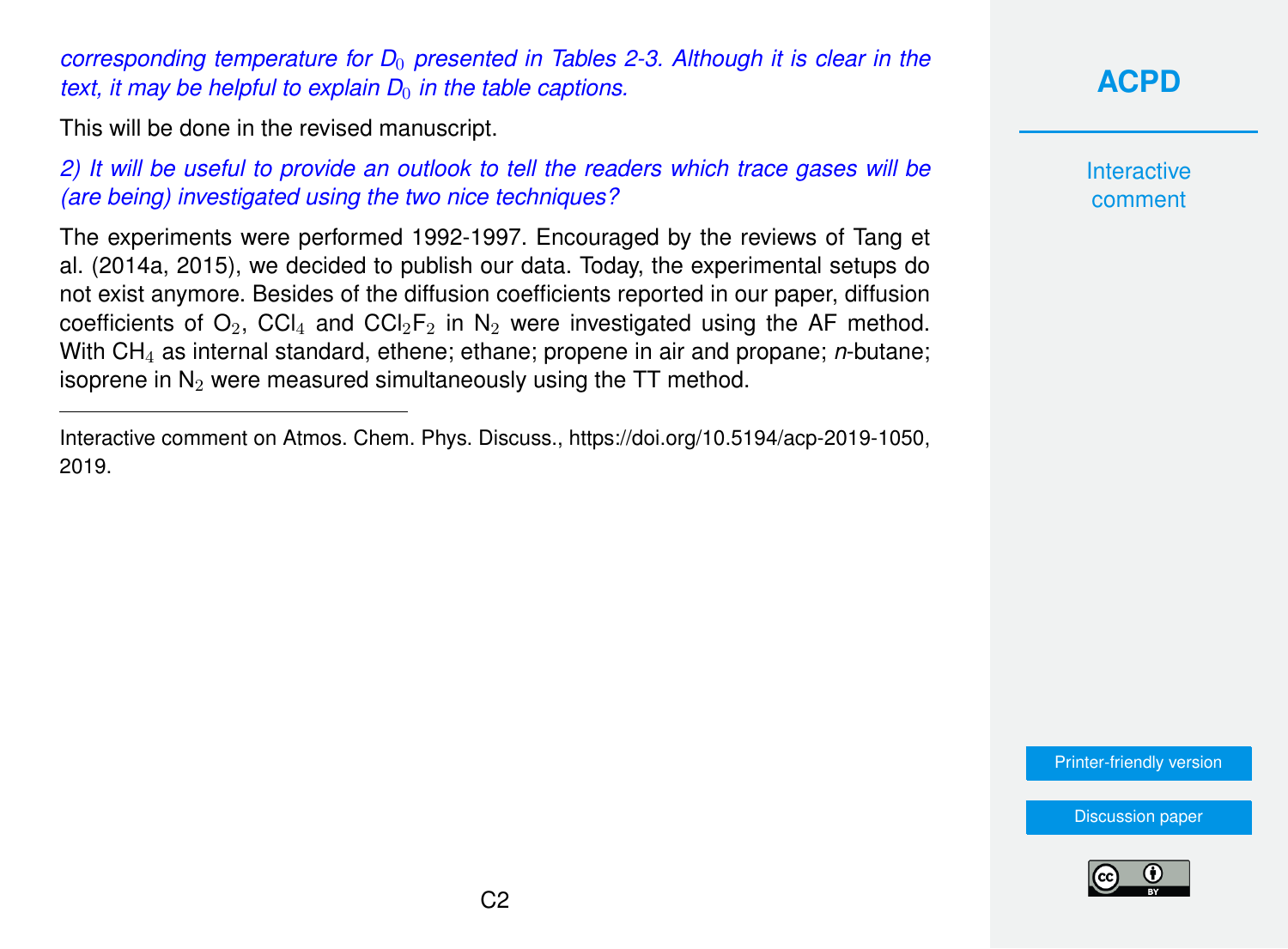*corresponding temperature for $D_0$ presented in Tables 2-3. Although it is clear in the text, it may be helpful to explain $D_0$ in the table captions.*

This will be done in the revised manuscript.

*2) It will be useful to provide an outlook to tell the readers which trace gases will be (are being) investigated using the two nice techniques?*

The experiments were performed 1992-1997. Encouraged by the reviews of Tang et al. (2014a, 2015), we decided to publish our data. Today, the experimental setups do not exist anymore. Besides of the diffusion coefficients reported in our paper, diffusion coefficients of $O_2$, $CCl_4$ and $CCl_2F_2$ in $N_2$ were investigated using the AF method. With $CH_4$ as internal standard, ethene; ethane; propene in air and propane; *n*-butane; isoprene in $N_2$ were measured simultaneously using the TT method.

---

Interactive comment on Atmos. Chem. Phys. Discuss., https://doi.org/10.5194/acp-2019-1050, 2019.